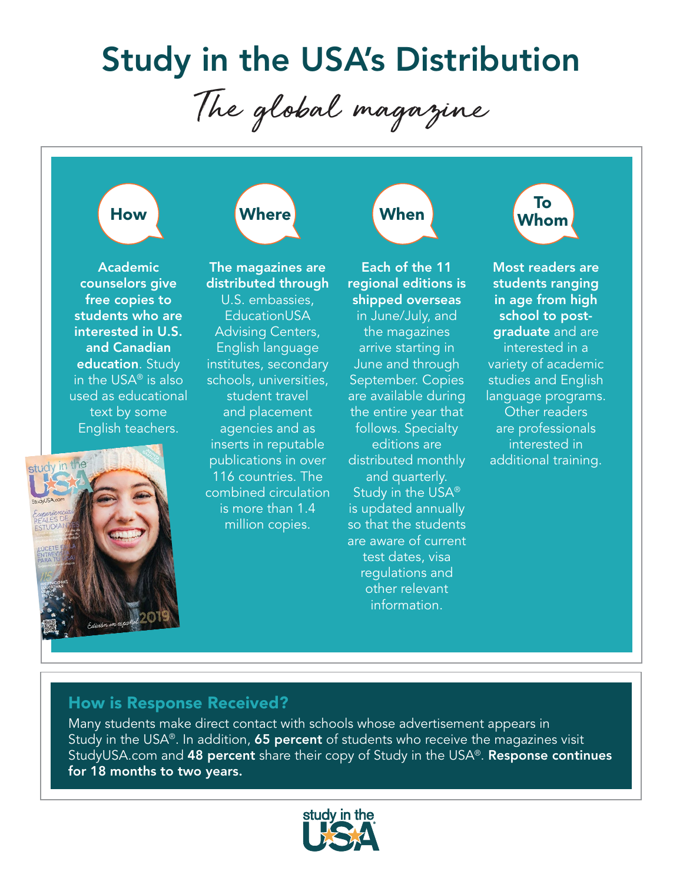# Study in the USA's Distribution

*The global magazine*

## How

**Academic counselors give free copies to students who are interested in U.S. and Canadian education**. Study in the USA® is also used as educational text by some English teachers.

## Where

**The magazines are distributed through** U.S. embassies, EducationUSA Advising Centers, English language institutes, secondary schools, universities, student travel and placement agencies and as inserts in reputable publications in over 116 countries. The combined circulation is more than 1.4 million copies.

## When

**Each of the 11 regional editions is shipped overseas** in June/July, and the magazines arrive starting in June and through September. Copies are available during the entire year that follows. Specialty editions are distributed monthly and quarterly. Study in the USA® is updated annually so that the students are aware of current test dates, visa regulations and other relevant information.

## To Whom

**Most readers are students ranging in age from high school to post-graduate** and are interested in a variety of academic studies and English language programs. Other readers are professionals interested in additional training.

## How is Response Received?

Many students make direct contact with schools whose advertisement appears in Study in the USA®. In addition, **65 percent** of students who receive the magazines visit StudyUSA.com and **48 percent** share their copy of Study in the USA®. **Response continues for 18 months to two years.**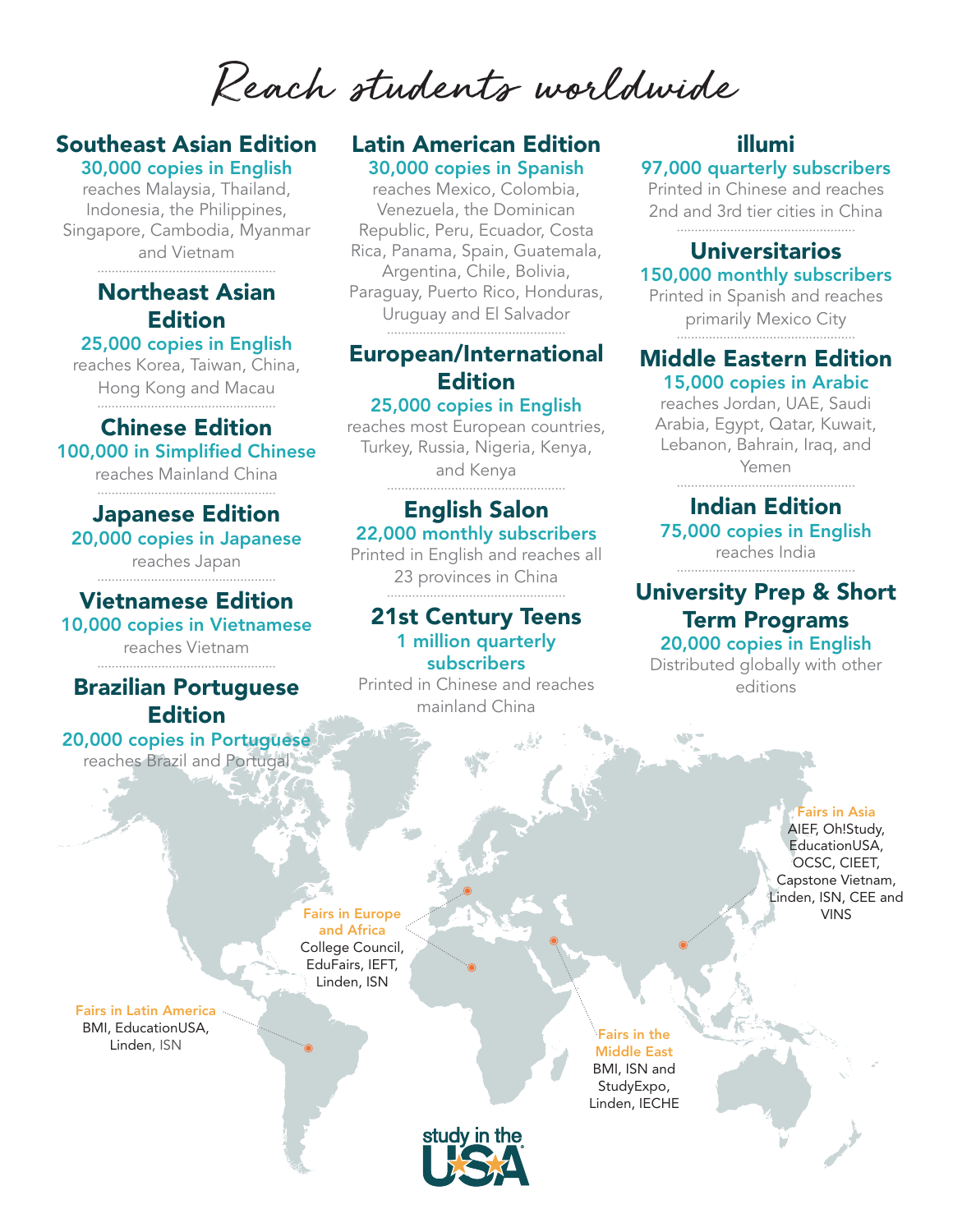# Reach students worldwide

## Southeast Asian Edition

**30,000 copies in English**

reaches Malaysia, Thailand, Indonesia, the Philippines, Singapore, Cambodia, Myanmar and Vietnam

## Northeast Asian Edition

**25,000 copies in English**

reaches Korea, Taiwan, China, Hong Kong and Macau

## Chinese Edition

**100,000 in Simplified Chinese**

reaches Mainland China

## Japanese Edition

**20,000 copies in Japanese**

reaches Japan

## Vietnamese Edition

**10,000 copies in Vietnamese**

reaches Vietnam

## Brazilian Portuguese Edition

**20,000 copies in Portuguese**

reaches Brazil and Portugal

## Latin American Edition

**30,000 copies in Spanish**

reaches Mexico, Colombia, Venezuela, the Dominican Republic, Peru, Ecuador, Costa Rica, Panama, Spain, Guatemala, Argentina, Chile, Bolivia, Paraguay, Puerto Rico, Honduras, Uruguay and El Salvador

## European/International Edition

**25,000 copies in English**

reaches most European countries, Turkey, Russia, Nigeria, Kenya, and Kenya

## English Salon

**22,000 monthly subscribers**

Printed in English and reaches all 23 provinces in China

## 21st Century Teens

**1 million quarterly subscribers**

Printed in Chinese and reaches mainland China

## illumi

**97,000 quarterly subscribers**

Printed in Chinese and reaches 2nd and 3rd tier cities in China

## Universitarios

**150,000 monthly subscribers**

Printed in Spanish and reaches primarily Mexico City

## Middle Eastern Edition

**15,000 copies in Arabic**

reaches Jordan, UAE, Saudi Arabia, Egypt, Qatar, Kuwait, Lebanon, Bahrain, Iraq, and Yemen

## Indian Edition

**75,000 copies in English**

reaches India

## University Prep & Short Term Programs

**20,000 copies in English**

Distributed globally with other editions

Fairs in Asia
AIEF, Oh!Study, EducationUSA, OCSC, CIEET, Capstone Vietnam, Linden, ISN, CEE and VINS

Fairs in Europe and Africa
College Council, EduFairs, IEFT, Linden, ISN

Fairs in Latin America
BMI, EducationUSA, Linden, ISN

Fairs in the Middle East
BMI, ISN and StudyExpo, Linden, IECHE

study in the USA